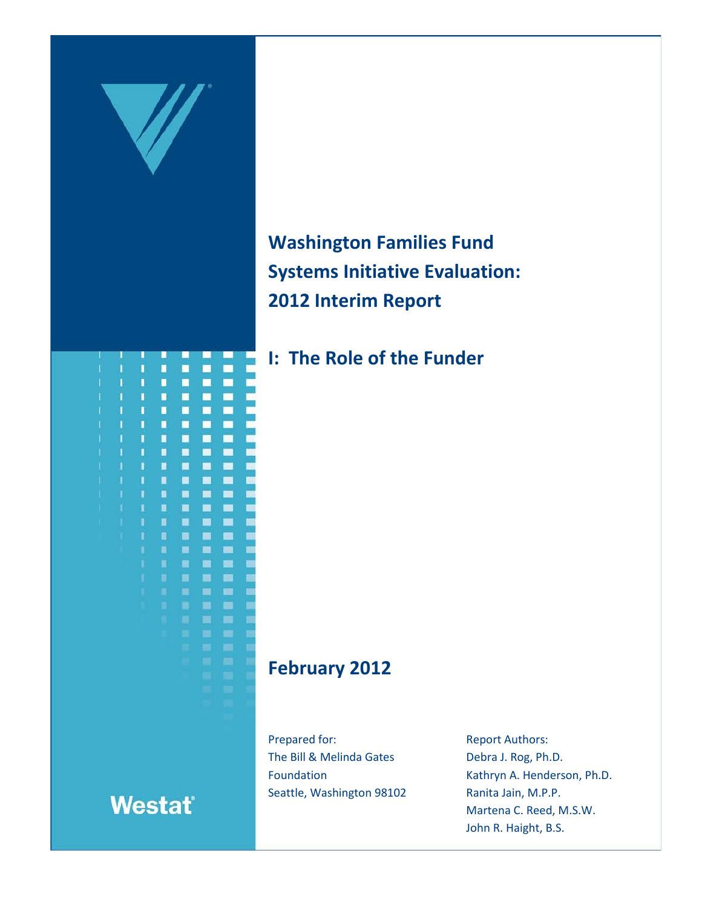# Washington Families Fund Systems Initiative Evaluation: 2012 Interim Report

## I: The Role of the Funder

**February 2012**

Prepared for:
The Bill & Melinda Gates Foundation
Seattle, Washington 98102

Report Authors:
Debra J. Rog, Ph.D.
Kathryn A. Henderson, Ph.D.
Ranita Jain, M.P.P.
Martena C. Reed, M.S.W.
John R. Haight, B.S.

Westat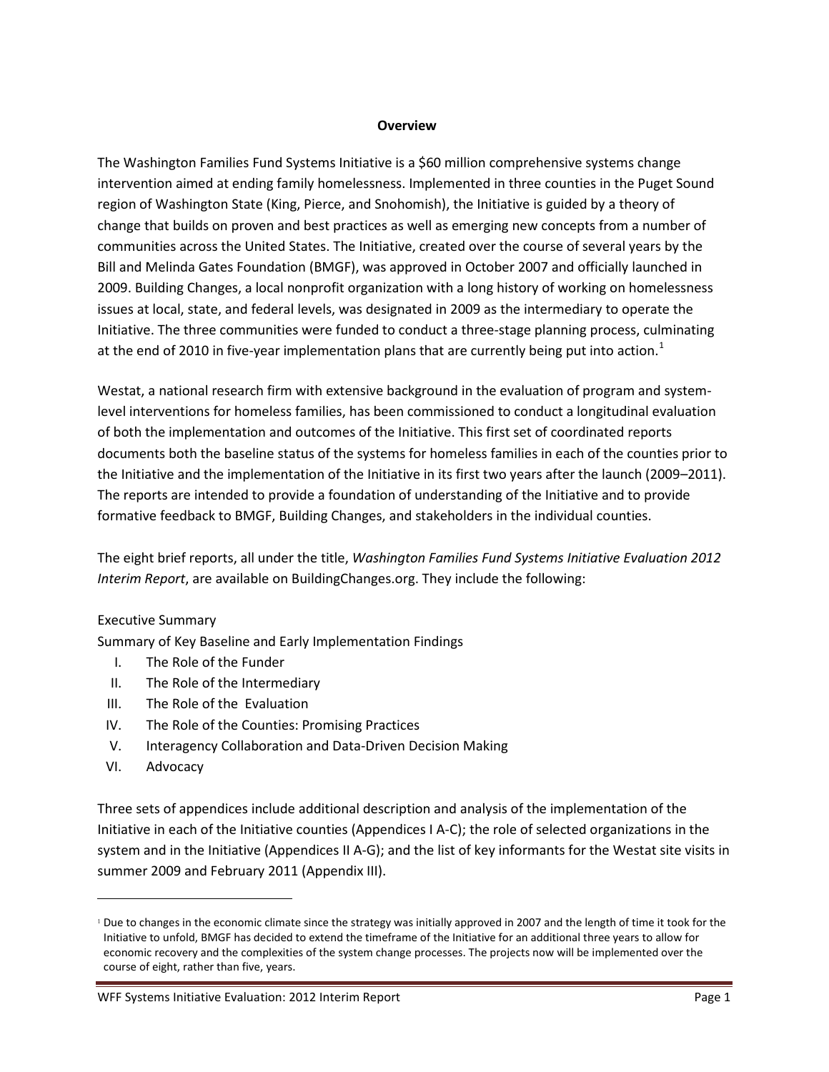## Overview

The Washington Families Fund Systems Initiative is a $60 million comprehensive systems change intervention aimed at ending family homelessness. Implemented in three counties in the Puget Sound region of Washington State (King, Pierce, and Snohomish), the Initiative is guided by a theory of change that builds on proven and best practices as well as emerging new concepts from a number of communities across the United States. The Initiative, created over the course of several years by the Bill and Melinda Gates Foundation (BMGF), was approved in October 2007 and officially launched in 2009. Building Changes, a local nonprofit organization with a long history of working on homelessness issues at local, state, and federal levels, was designated in 2009 as the intermediary to operate the Initiative. The three communities were funded to conduct a three-stage planning process, culminating at the end of 2010 in five-year implementation plans that are currently being put into action.[1]

Westat, a national research firm with extensive background in the evaluation of program and system-level interventions for homeless families, has been commissioned to conduct a longitudinal evaluation of both the implementation and outcomes of the Initiative. This first set of coordinated reports documents both the baseline status of the systems for homeless families in each of the counties prior to the Initiative and the implementation of the Initiative in its first two years after the launch (2009–2011). The reports are intended to provide a foundation of understanding of the Initiative and to provide formative feedback to BMGF, Building Changes, and stakeholders in the individual counties.

The eight brief reports, all under the title, *Washington Families Fund Systems Initiative Evaluation 2012 Interim Report*, are available on BuildingChanges.org. They include the following:

Executive Summary
Summary of Key Baseline and Early Implementation Findings

I. The Role of the Funder
II. The Role of the Intermediary
III. The Role of the Evaluation
IV. The Role of the Counties: Promising Practices
V. Interagency Collaboration and Data-Driven Decision Making
VI. Advocacy

Three sets of appendices include additional description and analysis of the implementation of the Initiative in each of the Initiative counties (Appendices I A-C); the role of selected organizations in the system and in the Initiative (Appendices II A-G); and the list of key informants for the Westat site visits in summer 2009 and February 2011 (Appendix III).

---

[1] Due to changes in the economic climate since the strategy was initially approved in 2007 and the length of time it took for the Initiative to unfold, BMGF has decided to extend the timeframe of the Initiative for an additional three years to allow for economic recovery and the complexities of the system change processes. The projects now will be implemented over the course of eight, rather than five, years.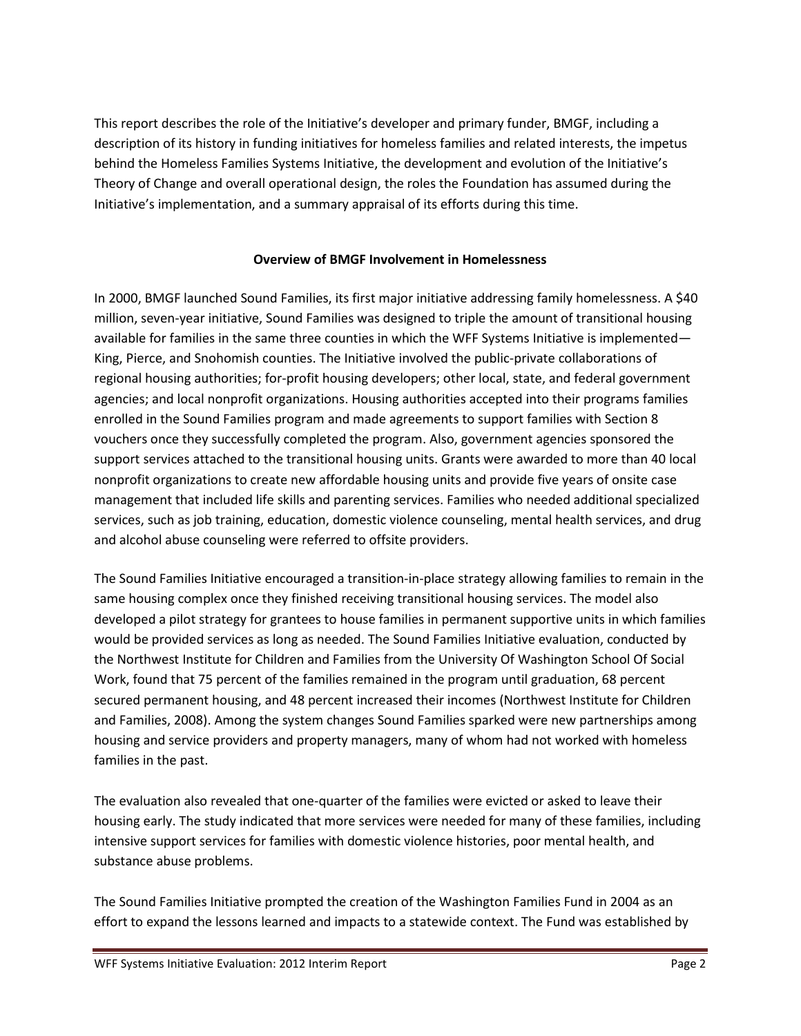This report describes the role of the Initiative's developer and primary funder, BMGF, including a description of its history in funding initiatives for homeless families and related interests, the impetus behind the Homeless Families Systems Initiative, the development and evolution of the Initiative's Theory of Change and overall operational design, the roles the Foundation has assumed during the Initiative's implementation, and a summary appraisal of its efforts during this time.

### Overview of BMGF Involvement in Homelessness

In 2000, BMGF launched Sound Families, its first major initiative addressing family homelessness. A $40 million, seven-year initiative, Sound Families was designed to triple the amount of transitional housing available for families in the same three counties in which the WFF Systems Initiative is implemented—King, Pierce, and Snohomish counties. The Initiative involved the public-private collaborations of regional housing authorities; for-profit housing developers; other local, state, and federal government agencies; and local nonprofit organizations. Housing authorities accepted into their programs families enrolled in the Sound Families program and made agreements to support families with Section 8 vouchers once they successfully completed the program. Also, government agencies sponsored the support services attached to the transitional housing units. Grants were awarded to more than 40 local nonprofit organizations to create new affordable housing units and provide five years of onsite case management that included life skills and parenting services. Families who needed additional specialized services, such as job training, education, domestic violence counseling, mental health services, and drug and alcohol abuse counseling were referred to offsite providers.

The Sound Families Initiative encouraged a transition-in-place strategy allowing families to remain in the same housing complex once they finished receiving transitional housing services. The model also developed a pilot strategy for grantees to house families in permanent supportive units in which families would be provided services as long as needed. The Sound Families Initiative evaluation, conducted by the Northwest Institute for Children and Families from the University Of Washington School Of Social Work, found that 75 percent of the families remained in the program until graduation, 68 percent secured permanent housing, and 48 percent increased their incomes (Northwest Institute for Children and Families, 2008). Among the system changes Sound Families sparked were new partnerships among housing and service providers and property managers, many of whom had not worked with homeless families in the past.

The evaluation also revealed that one-quarter of the families were evicted or asked to leave their housing early. The study indicated that more services were needed for many of these families, including intensive support services for families with domestic violence histories, poor mental health, and substance abuse problems.

The Sound Families Initiative prompted the creation of the Washington Families Fund in 2004 as an effort to expand the lessons learned and impacts to a statewide context. The Fund was established by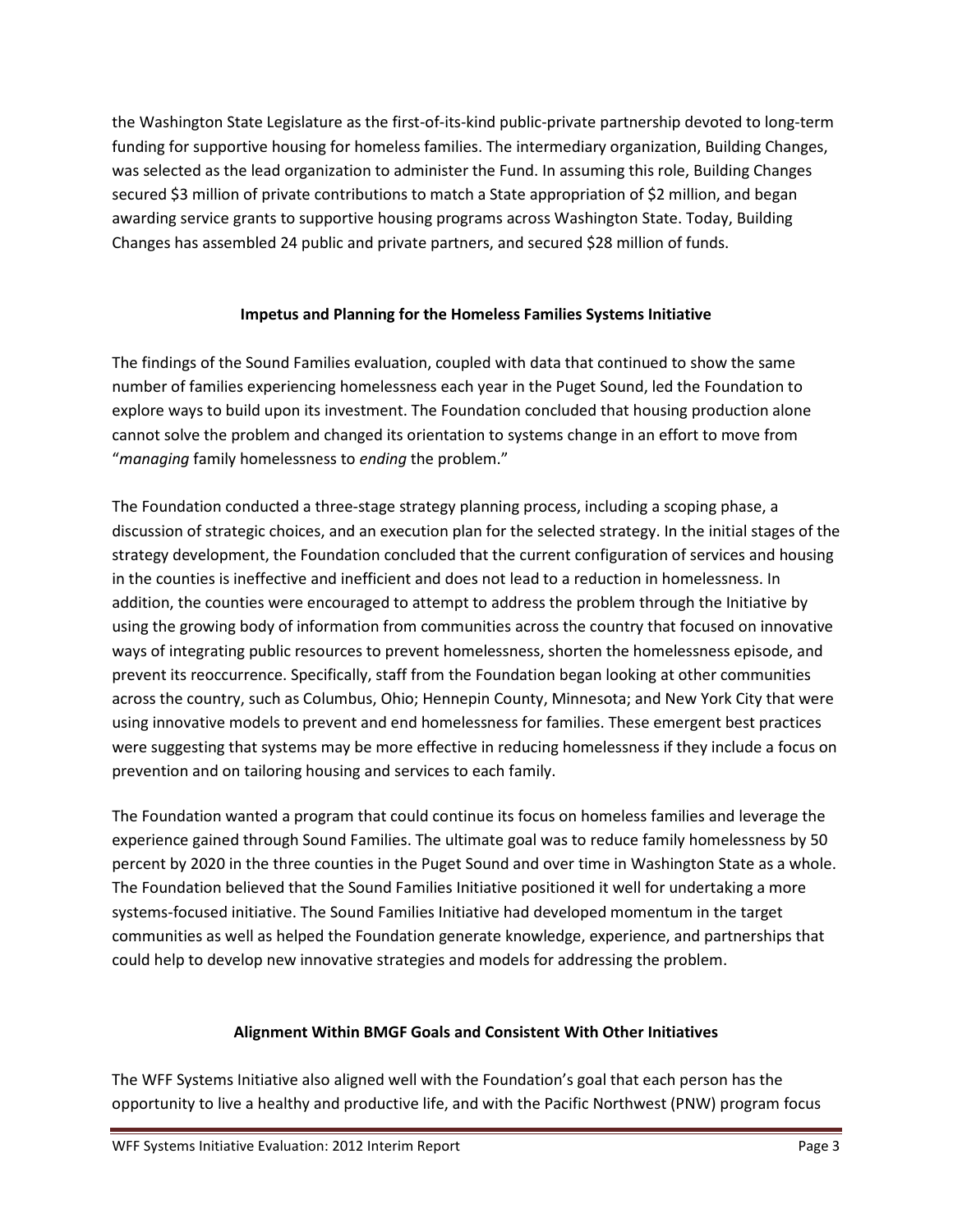the Washington State Legislature as the first-of-its-kind public-private partnership devoted to long-term funding for supportive housing for homeless families. The intermediary organization, Building Changes, was selected as the lead organization to administer the Fund. In assuming this role, Building Changes secured $3 million of private contributions to match a State appropriation of $2 million, and began awarding service grants to supportive housing programs across Washington State. Today, Building Changes has assembled 24 public and private partners, and secured $28 million of funds.

### Impetus and Planning for the Homeless Families Systems Initiative

The findings of the Sound Families evaluation, coupled with data that continued to show the same number of families experiencing homelessness each year in the Puget Sound, led the Foundation to explore ways to build upon its investment. The Foundation concluded that housing production alone cannot solve the problem and changed its orientation to systems change in an effort to move from "*managing* family homelessness to *ending* the problem."

The Foundation conducted a three-stage strategy planning process, including a scoping phase, a discussion of strategic choices, and an execution plan for the selected strategy. In the initial stages of the strategy development, the Foundation concluded that the current configuration of services and housing in the counties is ineffective and inefficient and does not lead to a reduction in homelessness. In addition, the counties were encouraged to attempt to address the problem through the Initiative by using the growing body of information from communities across the country that focused on innovative ways of integrating public resources to prevent homelessness, shorten the homelessness episode, and prevent its reoccurrence. Specifically, staff from the Foundation began looking at other communities across the country, such as Columbus, Ohio; Hennepin County, Minnesota; and New York City that were using innovative models to prevent and end homelessness for families. These emergent best practices were suggesting that systems may be more effective in reducing homelessness if they include a focus on prevention and on tailoring housing and services to each family.

The Foundation wanted a program that could continue its focus on homeless families and leverage the experience gained through Sound Families. The ultimate goal was to reduce family homelessness by 50 percent by 2020 in the three counties in the Puget Sound and over time in Washington State as a whole. The Foundation believed that the Sound Families Initiative positioned it well for undertaking a more systems-focused initiative. The Sound Families Initiative had developed momentum in the target communities as well as helped the Foundation generate knowledge, experience, and partnerships that could help to develop new innovative strategies and models for addressing the problem.

### Alignment Within BMGF Goals and Consistent With Other Initiatives

The WFF Systems Initiative also aligned well with the Foundation's goal that each person has the opportunity to live a healthy and productive life, and with the Pacific Northwest (PNW) program focus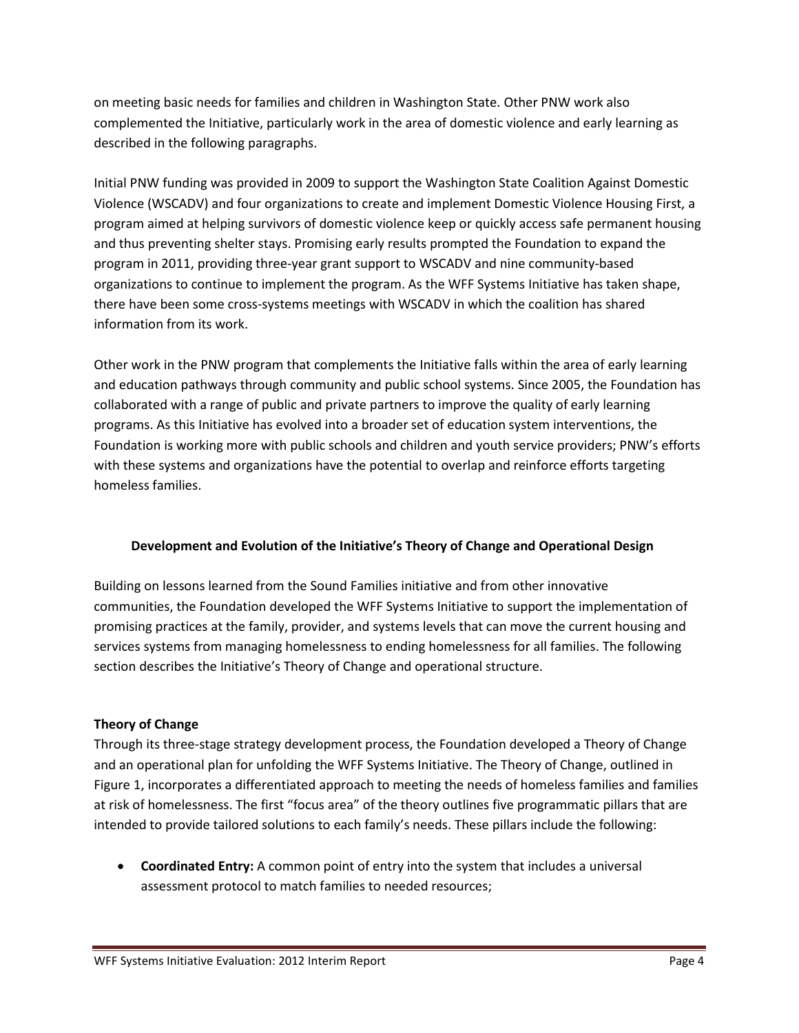on meeting basic needs for families and children in Washington State. Other PNW work also complemented the Initiative, particularly work in the area of domestic violence and early learning as described in the following paragraphs.

Initial PNW funding was provided in 2009 to support the Washington State Coalition Against Domestic Violence (WSCADV) and four organizations to create and implement Domestic Violence Housing First, a program aimed at helping survivors of domestic violence keep or quickly access safe permanent housing and thus preventing shelter stays. Promising early results prompted the Foundation to expand the program in 2011, providing three-year grant support to WSCADV and nine community-based organizations to continue to implement the program. As the WFF Systems Initiative has taken shape, there have been some cross-systems meetings with WSCADV in which the coalition has shared information from its work.

Other work in the PNW program that complements the Initiative falls within the area of early learning and education pathways through community and public school systems. Since 2005, the Foundation has collaborated with a range of public and private partners to improve the quality of early learning programs. As this Initiative has evolved into a broader set of education system interventions, the Foundation is working more with public schools and children and youth service providers; PNW's efforts with these systems and organizations have the potential to overlap and reinforce efforts targeting homeless families.

## Development and Evolution of the Initiative's Theory of Change and Operational Design

Building on lessons learned from the Sound Families initiative and from other innovative communities, the Foundation developed the WFF Systems Initiative to support the implementation of promising practices at the family, provider, and systems levels that can move the current housing and services systems from managing homelessness to ending homelessness for all families. The following section describes the Initiative's Theory of Change and operational structure.

### Theory of Change

Through its three-stage strategy development process, the Foundation developed a Theory of Change and an operational plan for unfolding the WFF Systems Initiative. The Theory of Change, outlined in Figure 1, incorporates a differentiated approach to meeting the needs of homeless families and families at risk of homelessness. The first "focus area" of the theory outlines five programmatic pillars that are intended to provide tailored solutions to each family's needs. These pillars include the following:

- **Coordinated Entry:** A common point of entry into the system that includes a universal assessment protocol to match families to needed resources;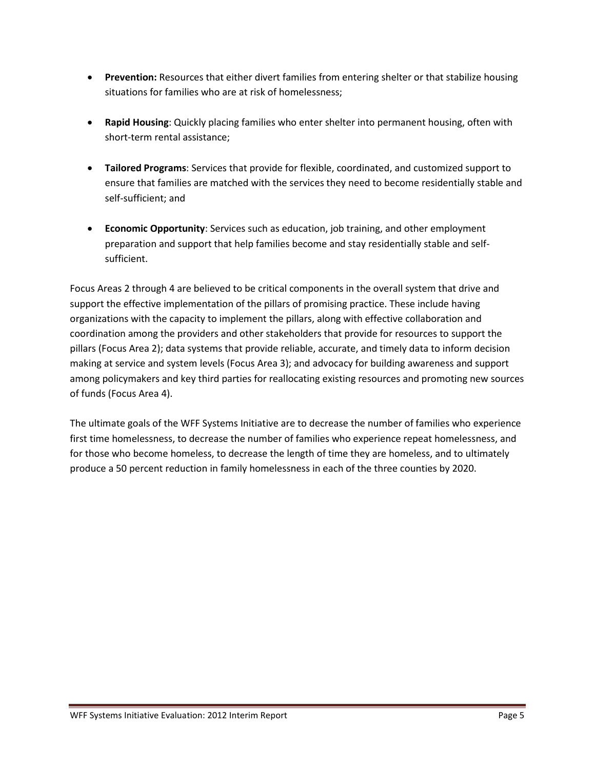- **Prevention:** Resources that either divert families from entering shelter or that stabilize housing situations for families who are at risk of homelessness;

- **Rapid Housing**: Quickly placing families who enter shelter into permanent housing, often with short-term rental assistance;

- **Tailored Programs**: Services that provide for flexible, coordinated, and customized support to ensure that families are matched with the services they need to become residentially stable and self-sufficient; and

- **Economic Opportunity**: Services such as education, job training, and other employment preparation and support that help families become and stay residentially stable and self-sufficient.

Focus Areas 2 through 4 are believed to be critical components in the overall system that drive and support the effective implementation of the pillars of promising practice. These include having organizations with the capacity to implement the pillars, along with effective collaboration and coordination among the providers and other stakeholders that provide for resources to support the pillars (Focus Area 2); data systems that provide reliable, accurate, and timely data to inform decision making at service and system levels (Focus Area 3); and advocacy for building awareness and support among policymakers and key third parties for reallocating existing resources and promoting new sources of funds (Focus Area 4).

The ultimate goals of the WFF Systems Initiative are to decrease the number of families who experience first time homelessness, to decrease the number of families who experience repeat homelessness, and for those who become homeless, to decrease the length of time they are homeless, and to ultimately produce a 50 percent reduction in family homelessness in each of the three counties by 2020.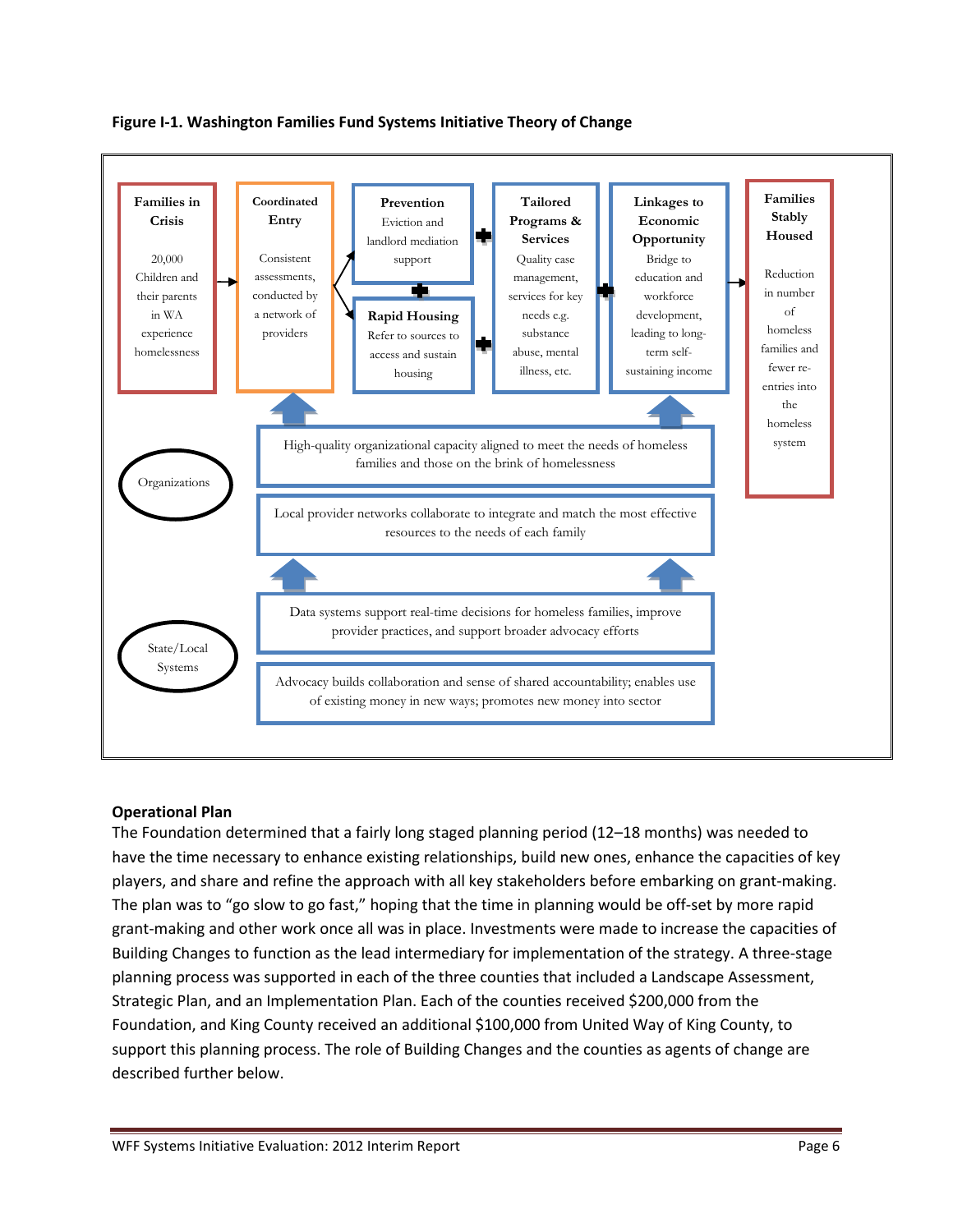**Figure I-1. Washington Families Fund Systems Initiative Theory of Change**

**Families in Crisis**
20,000 Children and their parents in WA experience homelessness

**Coordinated Entry**
Consistent assessments, conducted by a network of providers

**Prevention**
Eviction and landlord mediation support

**Rapid Housing**
Refer to sources to access and sustain housing

**Tailored Programs & Services**
Quality case management, services for key needs e.g. substance abuse, mental illness, etc.

**Linkages to Economic Opportunity**
Bridge to education and workforce development, leading to long-term self-sustaining income

**Families Stably Housed**
Reduction in number of homeless families and fewer re-entries into the homeless system

Organizations

- High-quality organizational capacity aligned to meet the needs of homeless families and those on the brink of homelessness
- Local provider networks collaborate to integrate and match the most effective resources to the needs of each family

State/Local Systems

- Data systems support real-time decisions for homeless families, improve provider practices, and support broader advocacy efforts
- Advocacy builds collaboration and sense of shared accountability; enables use of existing money in new ways; promotes new money into sector

## Operational Plan

The Foundation determined that a fairly long staged planning period (12–18 months) was needed to have the time necessary to enhance existing relationships, build new ones, enhance the capacities of key players, and share and refine the approach with all key stakeholders before embarking on grant-making. The plan was to "go slow to go fast," hoping that the time in planning would be off-set by more rapid grant-making and other work once all was in place. Investments were made to increase the capacities of Building Changes to function as the lead intermediary for implementation of the strategy. A three-stage planning process was supported in each of the three counties that included a Landscape Assessment, Strategic Plan, and an Implementation Plan. Each of the counties received $200,000 from the Foundation, and King County received an additional $100,000 from United Way of King County, to support this planning process. The role of Building Changes and the counties as agents of change are described further below.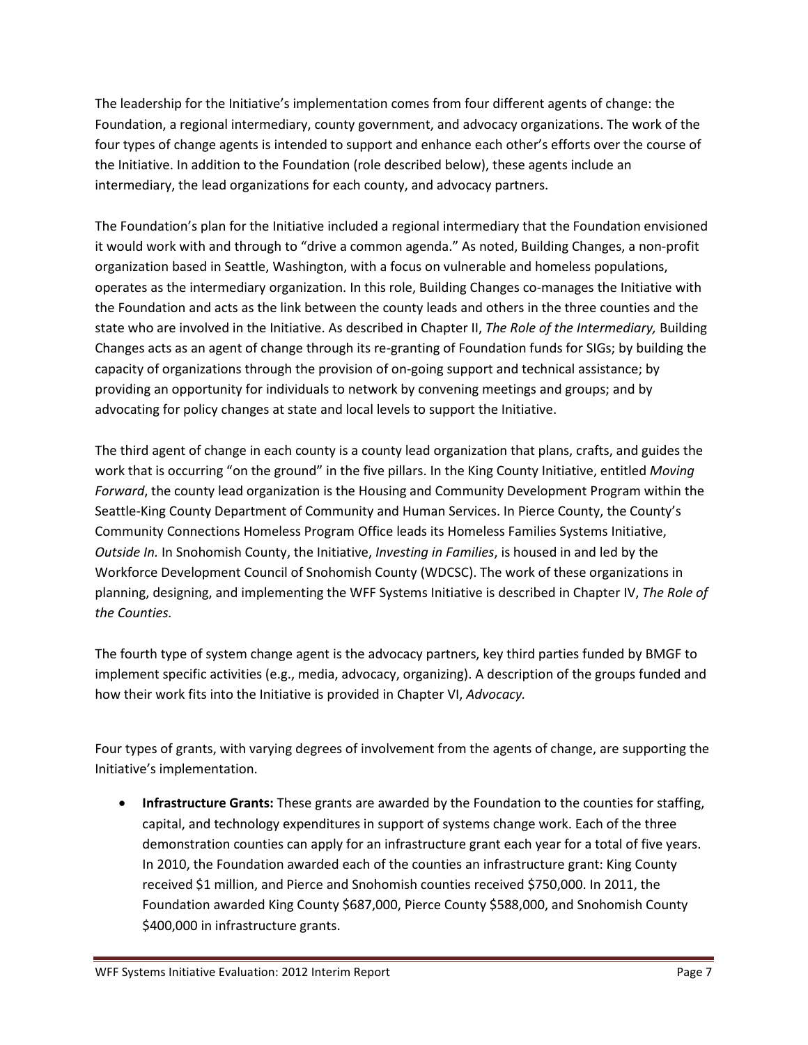The leadership for the Initiative's implementation comes from four different agents of change: the Foundation, a regional intermediary, county government, and advocacy organizations. The work of the four types of change agents is intended to support and enhance each other's efforts over the course of the Initiative. In addition to the Foundation (role described below), these agents include an intermediary, the lead organizations for each county, and advocacy partners.

The Foundation's plan for the Initiative included a regional intermediary that the Foundation envisioned it would work with and through to "drive a common agenda." As noted, Building Changes, a non-profit organization based in Seattle, Washington, with a focus on vulnerable and homeless populations, operates as the intermediary organization. In this role, Building Changes co-manages the Initiative with the Foundation and acts as the link between the county leads and others in the three counties and the state who are involved in the Initiative. As described in Chapter II, *The Role of the Intermediary,* Building Changes acts as an agent of change through its re-granting of Foundation funds for SIGs; by building the capacity of organizations through the provision of on-going support and technical assistance; by providing an opportunity for individuals to network by convening meetings and groups; and by advocating for policy changes at state and local levels to support the Initiative.

The third agent of change in each county is a county lead organization that plans, crafts, and guides the work that is occurring "on the ground" in the five pillars. In the King County Initiative, entitled *Moving Forward*, the county lead organization is the Housing and Community Development Program within the Seattle-King County Department of Community and Human Services. In Pierce County, the County's Community Connections Homeless Program Office leads its Homeless Families Systems Initiative, *Outside In.* In Snohomish County, the Initiative, *Investing in Families*, is housed in and led by the Workforce Development Council of Snohomish County (WDCSC). The work of these organizations in planning, designing, and implementing the WFF Systems Initiative is described in Chapter IV, *The Role of the Counties.*

The fourth type of system change agent is the advocacy partners, key third parties funded by BMGF to implement specific activities (e.g., media, advocacy, organizing). A description of the groups funded and how their work fits into the Initiative is provided in Chapter VI, *Advocacy.*

Four types of grants, with varying degrees of involvement from the agents of change, are supporting the Initiative's implementation.

- **Infrastructure Grants:** These grants are awarded by the Foundation to the counties for staffing, capital, and technology expenditures in support of systems change work. Each of the three demonstration counties can apply for an infrastructure grant each year for a total of five years. In 2010, the Foundation awarded each of the counties an infrastructure grant: King County received $1 million, and Pierce and Snohomish counties received $750,000. In 2011, the Foundation awarded King County $687,000, Pierce County $588,000, and Snohomish County $400,000 in infrastructure grants.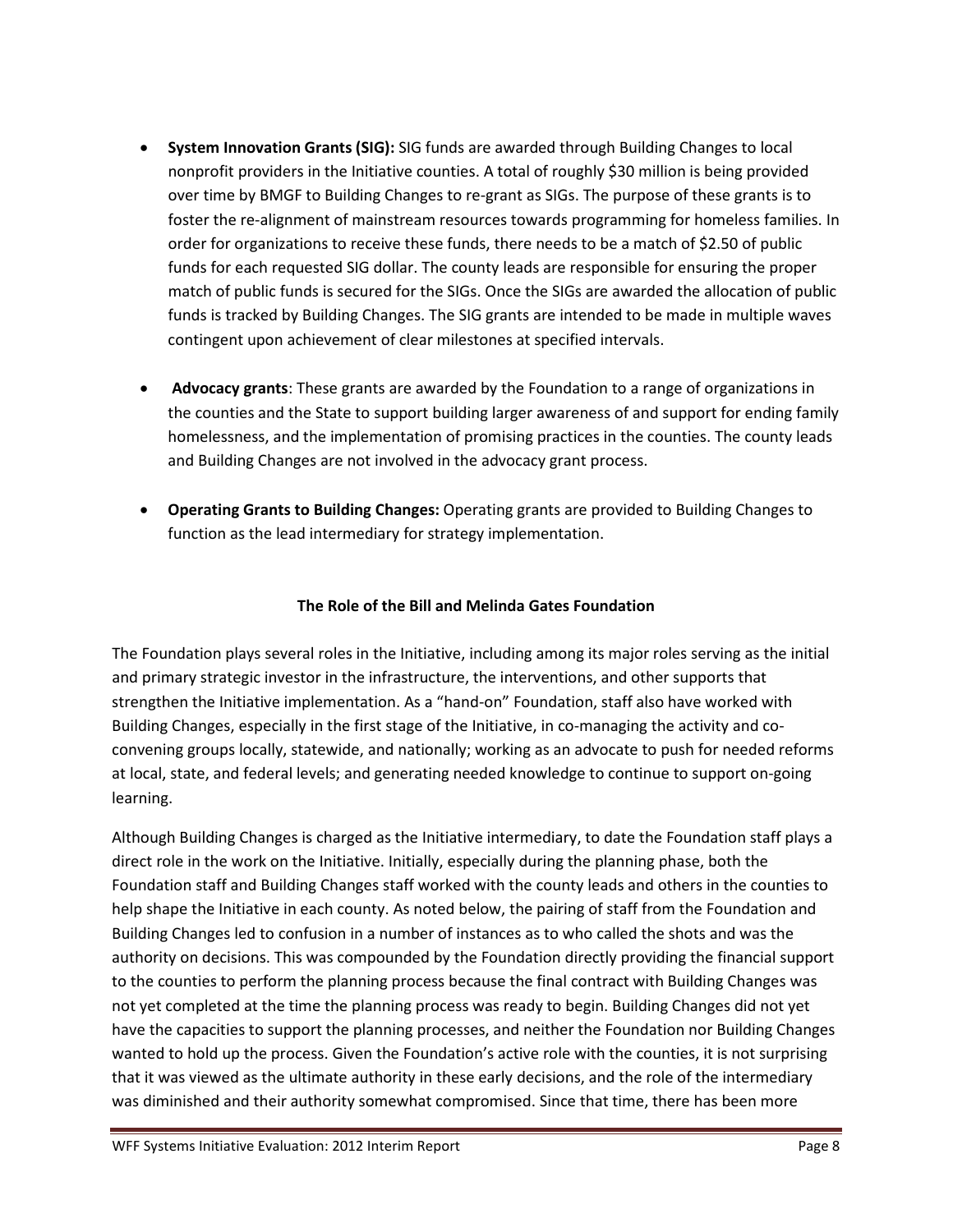- **System Innovation Grants (SIG):** SIG funds are awarded through Building Changes to local nonprofit providers in the Initiative counties. A total of roughly $30 million is being provided over time by BMGF to Building Changes to re-grant as SIGs. The purpose of these grants is to foster the re-alignment of mainstream resources towards programming for homeless families. In order for organizations to receive these funds, there needs to be a match of $2.50 of public funds for each requested SIG dollar. The county leads are responsible for ensuring the proper match of public funds is secured for the SIGs. Once the SIGs are awarded the allocation of public funds is tracked by Building Changes. The SIG grants are intended to be made in multiple waves contingent upon achievement of clear milestones at specified intervals.

- **Advocacy grants**: These grants are awarded by the Foundation to a range of organizations in the counties and the State to support building larger awareness of and support for ending family homelessness, and the implementation of promising practices in the counties. The county leads and Building Changes are not involved in the advocacy grant process.

- **Operating Grants to Building Changes:** Operating grants are provided to Building Changes to function as the lead intermediary for strategy implementation.

**The Role of the Bill and Melinda Gates Foundation**

The Foundation plays several roles in the Initiative, including among its major roles serving as the initial and primary strategic investor in the infrastructure, the interventions, and other supports that strengthen the Initiative implementation. As a "hand-on" Foundation, staff also have worked with Building Changes, especially in the first stage of the Initiative, in co-managing the activity and co-convening groups locally, statewide, and nationally; working as an advocate to push for needed reforms at local, state, and federal levels; and generating needed knowledge to continue to support on-going learning.

Although Building Changes is charged as the Initiative intermediary, to date the Foundation staff plays a direct role in the work on the Initiative. Initially, especially during the planning phase, both the Foundation staff and Building Changes staff worked with the county leads and others in the counties to help shape the Initiative in each county. As noted below, the pairing of staff from the Foundation and Building Changes led to confusion in a number of instances as to who called the shots and was the authority on decisions. This was compounded by the Foundation directly providing the financial support to the counties to perform the planning process because the final contract with Building Changes was not yet completed at the time the planning process was ready to begin. Building Changes did not yet have the capacities to support the planning processes, and neither the Foundation nor Building Changes wanted to hold up the process. Given the Foundation's active role with the counties, it is not surprising that it was viewed as the ultimate authority in these early decisions, and the role of the intermediary was diminished and their authority somewhat compromised. Since that time, there has been more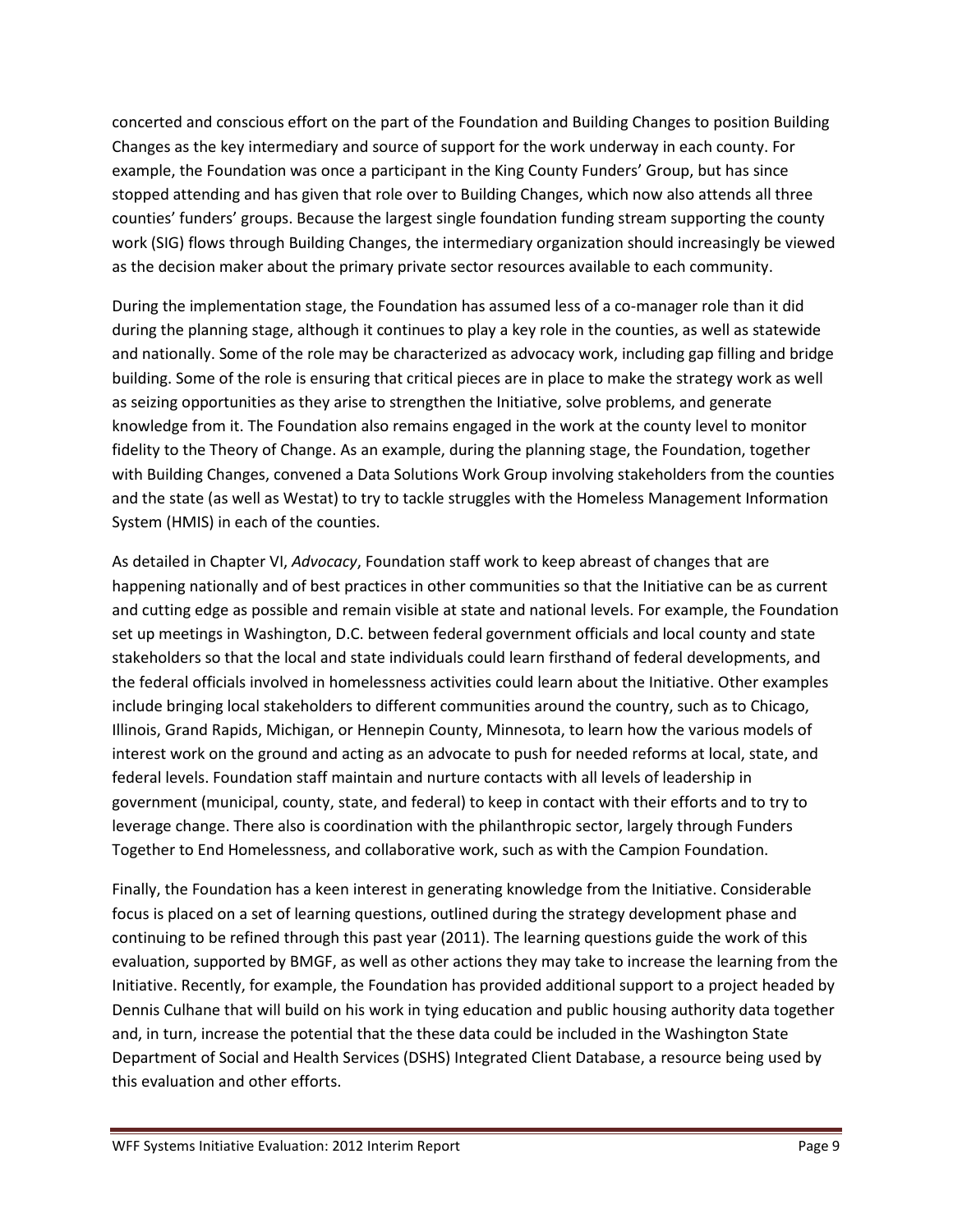concerted and conscious effort on the part of the Foundation and Building Changes to position Building Changes as the key intermediary and source of support for the work underway in each county. For example, the Foundation was once a participant in the King County Funders' Group, but has since stopped attending and has given that role over to Building Changes, which now also attends all three counties' funders' groups. Because the largest single foundation funding stream supporting the county work (SIG) flows through Building Changes, the intermediary organization should increasingly be viewed as the decision maker about the primary private sector resources available to each community.

During the implementation stage, the Foundation has assumed less of a co-manager role than it did during the planning stage, although it continues to play a key role in the counties, as well as statewide and nationally. Some of the role may be characterized as advocacy work, including gap filling and bridge building. Some of the role is ensuring that critical pieces are in place to make the strategy work as well as seizing opportunities as they arise to strengthen the Initiative, solve problems, and generate knowledge from it. The Foundation also remains engaged in the work at the county level to monitor fidelity to the Theory of Change. As an example, during the planning stage, the Foundation, together with Building Changes, convened a Data Solutions Work Group involving stakeholders from the counties and the state (as well as Westat) to try to tackle struggles with the Homeless Management Information System (HMIS) in each of the counties.

As detailed in Chapter VI, *Advocacy*, Foundation staff work to keep abreast of changes that are happening nationally and of best practices in other communities so that the Initiative can be as current and cutting edge as possible and remain visible at state and national levels. For example, the Foundation set up meetings in Washington, D.C. between federal government officials and local county and state stakeholders so that the local and state individuals could learn firsthand of federal developments, and the federal officials involved in homelessness activities could learn about the Initiative. Other examples include bringing local stakeholders to different communities around the country, such as to Chicago, Illinois, Grand Rapids, Michigan, or Hennepin County, Minnesota, to learn how the various models of interest work on the ground and acting as an advocate to push for needed reforms at local, state, and federal levels. Foundation staff maintain and nurture contacts with all levels of leadership in government (municipal, county, state, and federal) to keep in contact with their efforts and to try to leverage change. There also is coordination with the philanthropic sector, largely through Funders Together to End Homelessness, and collaborative work, such as with the Campion Foundation.

Finally, the Foundation has a keen interest in generating knowledge from the Initiative. Considerable focus is placed on a set of learning questions, outlined during the strategy development phase and continuing to be refined through this past year (2011). The learning questions guide the work of this evaluation, supported by BMGF, as well as other actions they may take to increase the learning from the Initiative. Recently, for example, the Foundation has provided additional support to a project headed by Dennis Culhane that will build on his work in tying education and public housing authority data together and, in turn, increase the potential that the these data could be included in the Washington State Department of Social and Health Services (DSHS) Integrated Client Database, a resource being used by this evaluation and other efforts.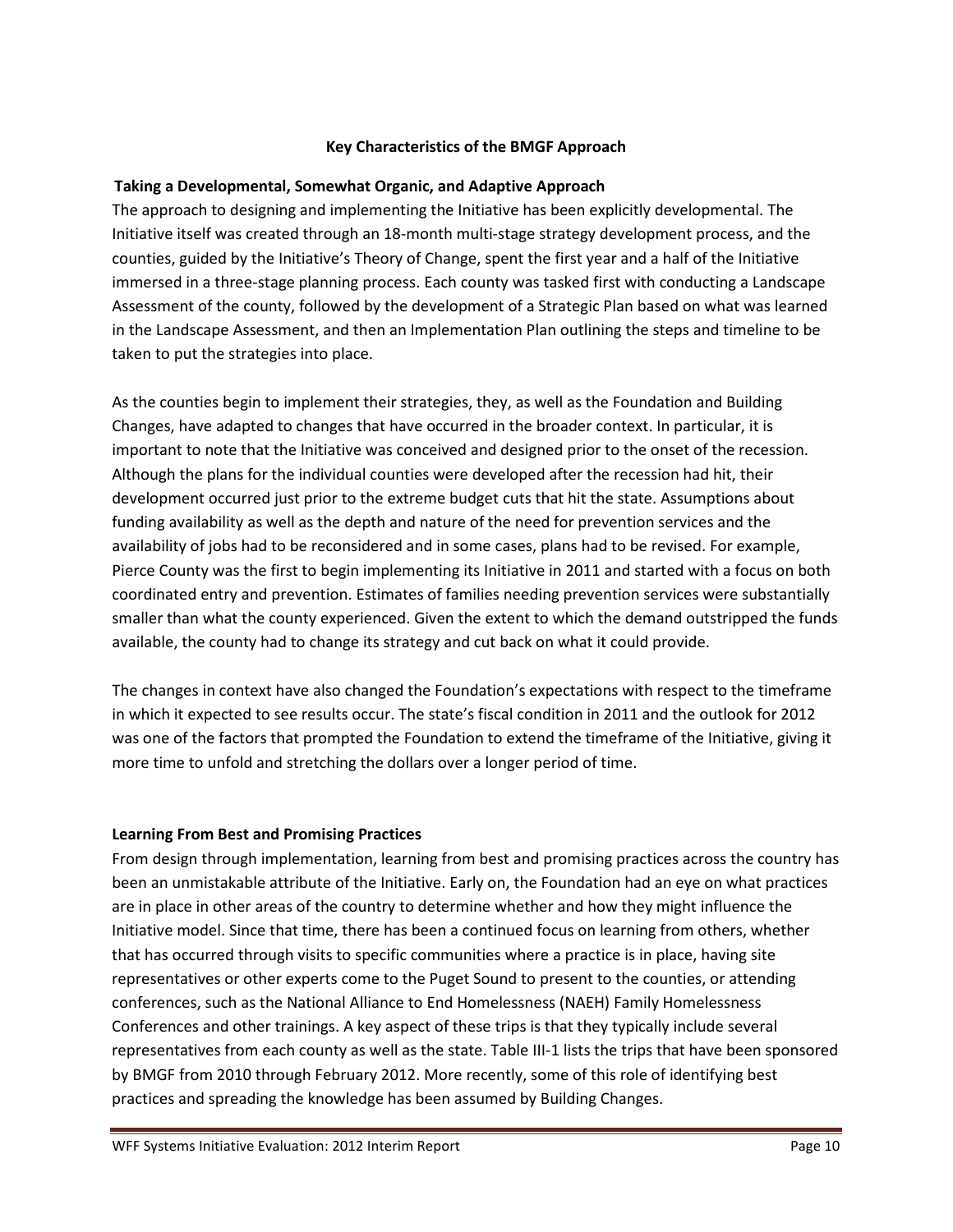### Key Characteristics of the BMGF Approach

#### Taking a Developmental, Somewhat Organic, and Adaptive Approach

The approach to designing and implementing the Initiative has been explicitly developmental. The Initiative itself was created through an 18-month multi-stage strategy development process, and the counties, guided by the Initiative's Theory of Change, spent the first year and a half of the Initiative immersed in a three-stage planning process. Each county was tasked first with conducting a Landscape Assessment of the county, followed by the development of a Strategic Plan based on what was learned in the Landscape Assessment, and then an Implementation Plan outlining the steps and timeline to be taken to put the strategies into place.

As the counties begin to implement their strategies, they, as well as the Foundation and Building Changes, have adapted to changes that have occurred in the broader context. In particular, it is important to note that the Initiative was conceived and designed prior to the onset of the recession. Although the plans for the individual counties were developed after the recession had hit, their development occurred just prior to the extreme budget cuts that hit the state. Assumptions about funding availability as well as the depth and nature of the need for prevention services and the availability of jobs had to be reconsidered and in some cases, plans had to be revised. For example, Pierce County was the first to begin implementing its Initiative in 2011 and started with a focus on both coordinated entry and prevention. Estimates of families needing prevention services were substantially smaller than what the county experienced. Given the extent to which the demand outstripped the funds available, the county had to change its strategy and cut back on what it could provide.

The changes in context have also changed the Foundation's expectations with respect to the timeframe in which it expected to see results occur. The state's fiscal condition in 2011 and the outlook for 2012 was one of the factors that prompted the Foundation to extend the timeframe of the Initiative, giving it more time to unfold and stretching the dollars over a longer period of time.

#### Learning From Best and Promising Practices

From design through implementation, learning from best and promising practices across the country has been an unmistakable attribute of the Initiative. Early on, the Foundation had an eye on what practices are in place in other areas of the country to determine whether and how they might influence the Initiative model. Since that time, there has been a continued focus on learning from others, whether that has occurred through visits to specific communities where a practice is in place, having site representatives or other experts come to the Puget Sound to present to the counties, or attending conferences, such as the National Alliance to End Homelessness (NAEH) Family Homelessness Conferences and other trainings. A key aspect of these trips is that they typically include several representatives from each county as well as the state. Table III-1 lists the trips that have been sponsored by BMGF from 2010 through February 2012. More recently, some of this role of identifying best practices and spreading the knowledge has been assumed by Building Changes.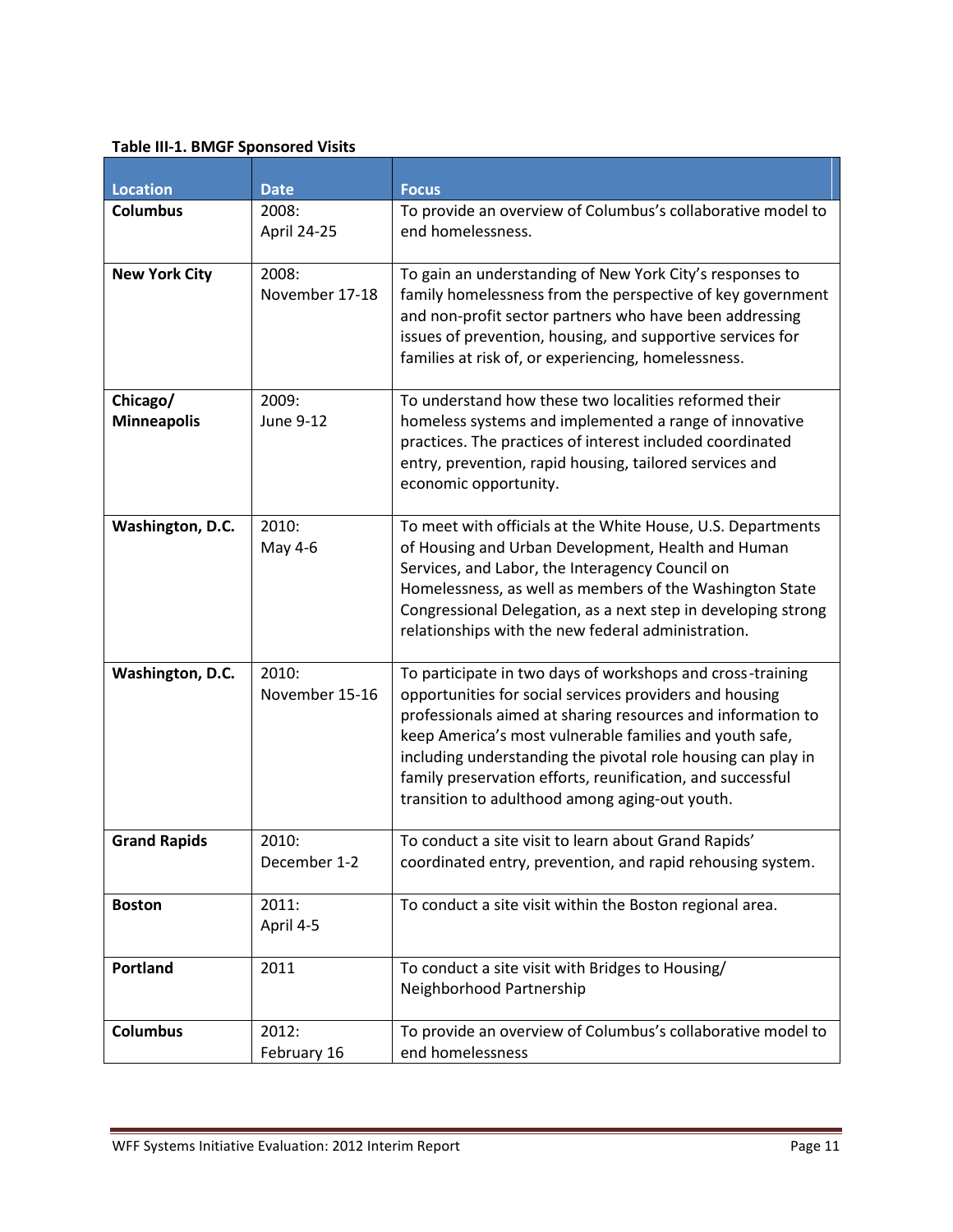**Table III-1. BMGF Sponsored Visits**

| Location | Date | Focus |
|---|---|---|
| **Columbus** | 2008: April 24-25 | To provide an overview of Columbus's collaborative model to end homelessness. |
| **New York City** | 2008: November 17-18 | To gain an understanding of New York City's responses to family homelessness from the perspective of key government and non-profit sector partners who have been addressing issues of prevention, housing, and supportive services for families at risk of, or experiencing, homelessness. |
| **Chicago/ Minneapolis** | 2009: June 9-12 | To understand how these two localities reformed their homeless systems and implemented a range of innovative practices. The practices of interest included coordinated entry, prevention, rapid housing, tailored services and economic opportunity. |
| **Washington, D.C.** | 2010: May 4-6 | To meet with officials at the White House, U.S. Departments of Housing and Urban Development, Health and Human Services, and Labor, the Interagency Council on Homelessness, as well as members of the Washington State Congressional Delegation, as a next step in developing strong relationships with the new federal administration. |
| **Washington, D.C.** | 2010: November 15-16 | To participate in two days of workshops and cross-training opportunities for social services providers and housing professionals aimed at sharing resources and information to keep America's most vulnerable families and youth safe, including understanding the pivotal role housing can play in family preservation efforts, reunification, and successful transition to adulthood among aging-out youth. |
| **Grand Rapids** | 2010: December 1-2 | To conduct a site visit to learn about Grand Rapids' coordinated entry, prevention, and rapid rehousing system. |
| **Boston** | 2011: April 4-5 | To conduct a site visit within the Boston regional area. |
| **Portland** | 2011 | To conduct a site visit with Bridges to Housing/ Neighborhood Partnership |
| **Columbus** | 2012: February 16 | To provide an overview of Columbus's collaborative model to end homelessness |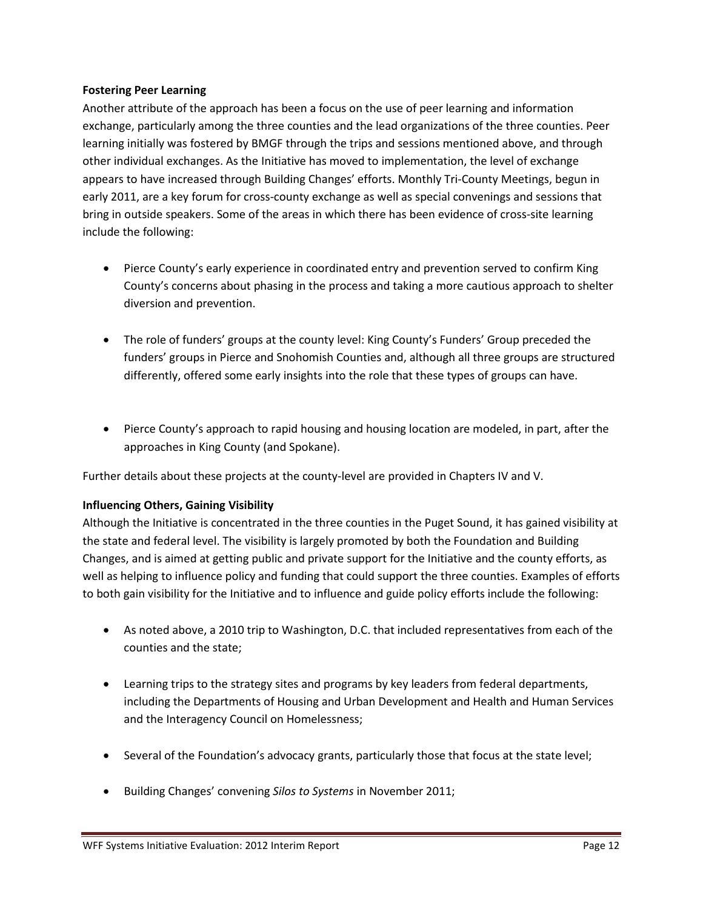**Fostering Peer Learning**

Another attribute of the approach has been a focus on the use of peer learning and information exchange, particularly among the three counties and the lead organizations of the three counties. Peer learning initially was fostered by BMGF through the trips and sessions mentioned above, and through other individual exchanges. As the Initiative has moved to implementation, the level of exchange appears to have increased through Building Changes' efforts. Monthly Tri-County Meetings, begun in early 2011, are a key forum for cross-county exchange as well as special convenings and sessions that bring in outside speakers. Some of the areas in which there has been evidence of cross-site learning include the following:

- Pierce County's early experience in coordinated entry and prevention served to confirm King County's concerns about phasing in the process and taking a more cautious approach to shelter diversion and prevention.
- The role of funders' groups at the county level: King County's Funders' Group preceded the funders' groups in Pierce and Snohomish Counties and, although all three groups are structured differently, offered some early insights into the role that these types of groups can have.
- Pierce County's approach to rapid housing and housing location are modeled, in part, after the approaches in King County (and Spokane).

Further details about these projects at the county-level are provided in Chapters IV and V.

**Influencing Others, Gaining Visibility**

Although the Initiative is concentrated in the three counties in the Puget Sound, it has gained visibility at the state and federal level. The visibility is largely promoted by both the Foundation and Building Changes, and is aimed at getting public and private support for the Initiative and the county efforts, as well as helping to influence policy and funding that could support the three counties. Examples of efforts to both gain visibility for the Initiative and to influence and guide policy efforts include the following:

- As noted above, a 2010 trip to Washington, D.C. that included representatives from each of the counties and the state;
- Learning trips to the strategy sites and programs by key leaders from federal departments, including the Departments of Housing and Urban Development and Health and Human Services and the Interagency Council on Homelessness;
- Several of the Foundation's advocacy grants, particularly those that focus at the state level;
- Building Changes' convening *Silos to Systems* in November 2011;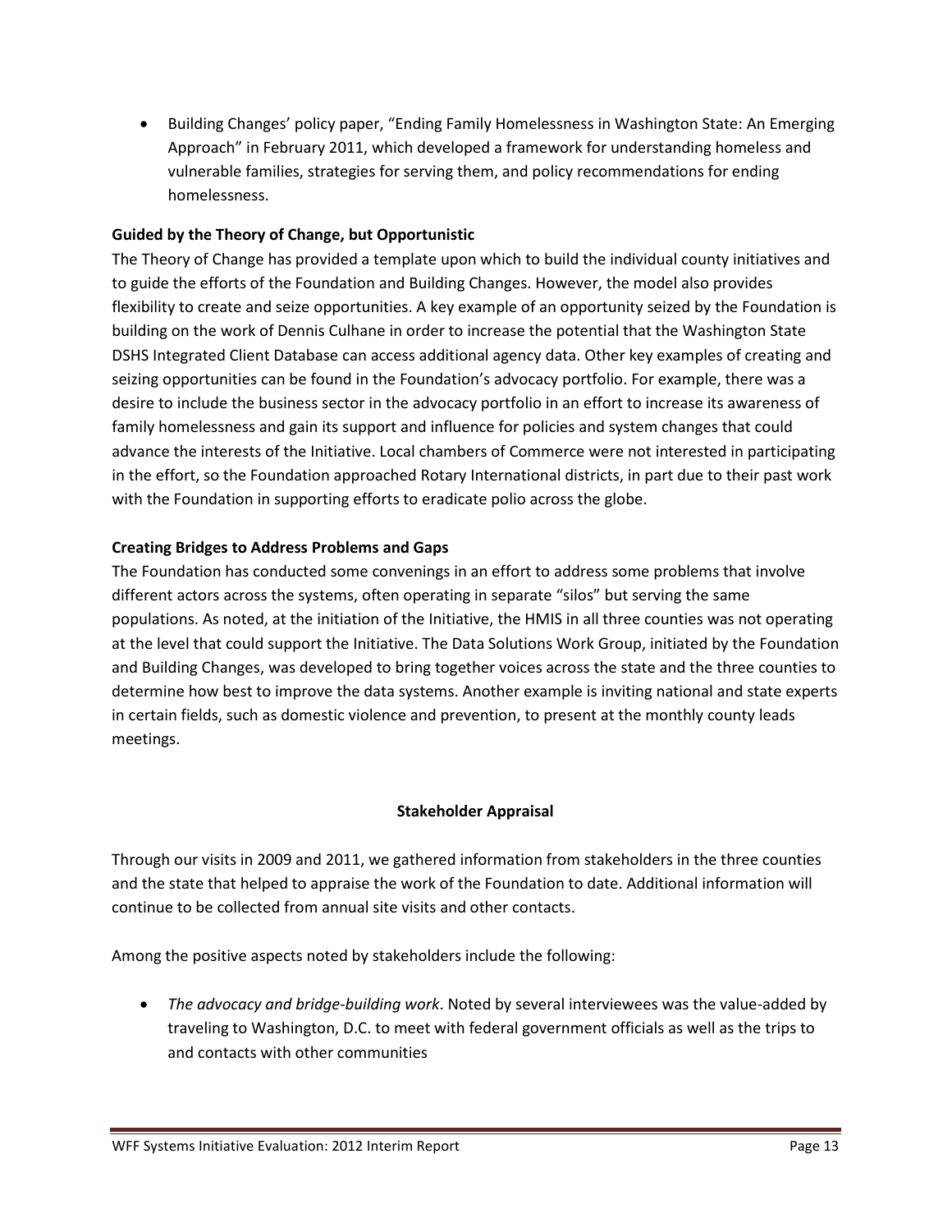- Building Changes' policy paper, "Ending Family Homelessness in Washington State: An Emerging Approach" in February 2011, which developed a framework for understanding homeless and vulnerable families, strategies for serving them, and policy recommendations for ending homelessness.

**Guided by the Theory of Change, but Opportunistic**

The Theory of Change has provided a template upon which to build the individual county initiatives and to guide the efforts of the Foundation and Building Changes. However, the model also provides flexibility to create and seize opportunities. A key example of an opportunity seized by the Foundation is building on the work of Dennis Culhane in order to increase the potential that the Washington State DSHS Integrated Client Database can access additional agency data. Other key examples of creating and seizing opportunities can be found in the Foundation's advocacy portfolio. For example, there was a desire to include the business sector in the advocacy portfolio in an effort to increase its awareness of family homelessness and gain its support and influence for policies and system changes that could advance the interests of the Initiative. Local chambers of Commerce were not interested in participating in the effort, so the Foundation approached Rotary International districts, in part due to their past work with the Foundation in supporting efforts to eradicate polio across the globe.

**Creating Bridges to Address Problems and Gaps**

The Foundation has conducted some convenings in an effort to address some problems that involve different actors across the systems, often operating in separate "silos" but serving the same populations. As noted, at the initiation of the Initiative, the HMIS in all three counties was not operating at the level that could support the Initiative. The Data Solutions Work Group, initiated by the Foundation and Building Changes, was developed to bring together voices across the state and the three counties to determine how best to improve the data systems. Another example is inviting national and state experts in certain fields, such as domestic violence and prevention, to present at the monthly county leads meetings.

**Stakeholder Appraisal**

Through our visits in 2009 and 2011, we gathered information from stakeholders in the three counties and the state that helped to appraise the work of the Foundation to date. Additional information will continue to be collected from annual site visits and other contacts.

Among the positive aspects noted by stakeholders include the following:

- *The advocacy and bridge-building work*. Noted by several interviewees was the value-added by traveling to Washington, D.C. to meet with federal government officials as well as the trips to and contacts with other communities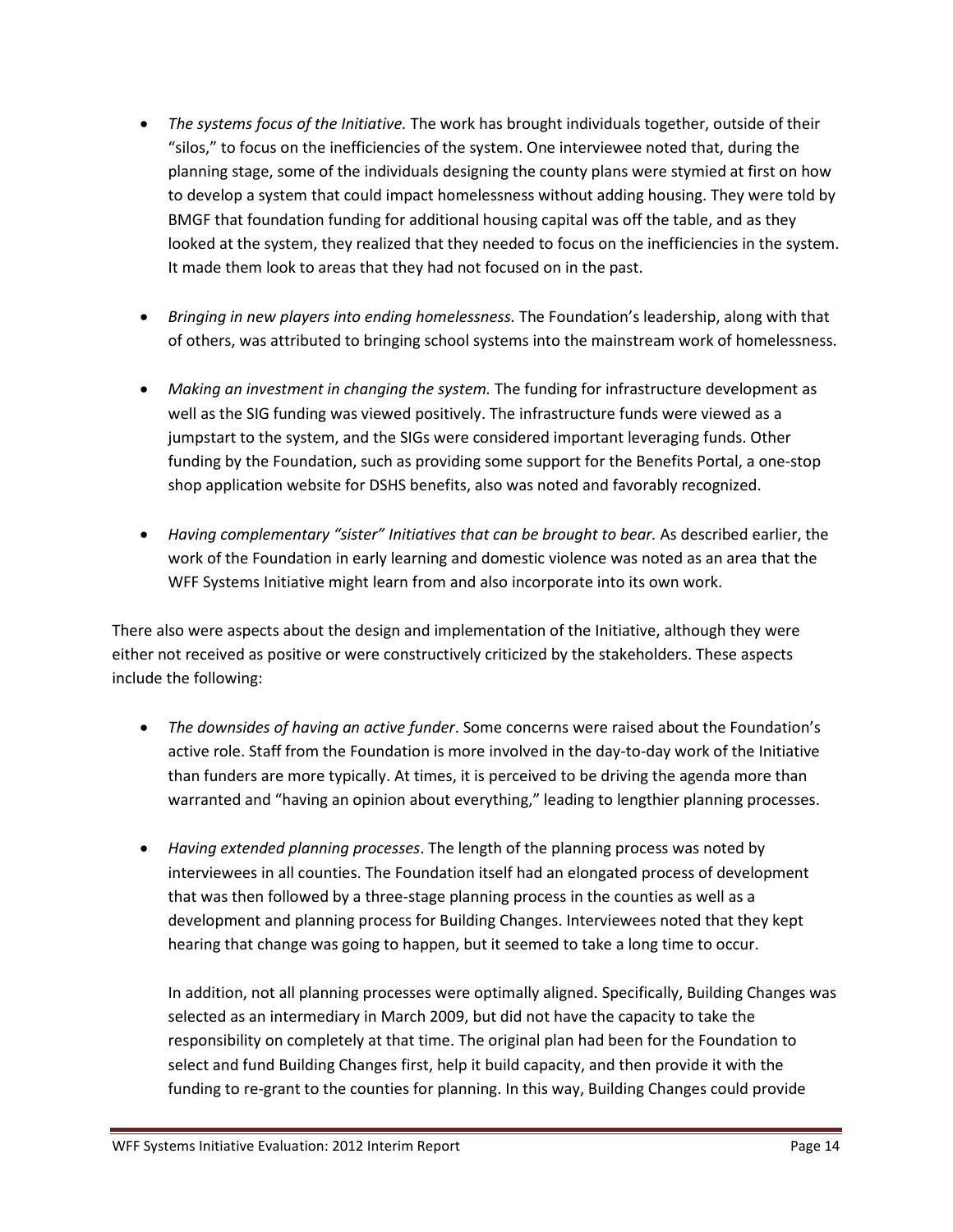- *The systems focus of the Initiative.* The work has brought individuals together, outside of their "silos," to focus on the inefficiencies of the system. One interviewee noted that, during the planning stage, some of the individuals designing the county plans were stymied at first on how to develop a system that could impact homelessness without adding housing. They were told by BMGF that foundation funding for additional housing capital was off the table, and as they looked at the system, they realized that they needed to focus on the inefficiencies in the system. It made them look to areas that they had not focused on in the past.

- *Bringing in new players into ending homelessness.* The Foundation's leadership, along with that of others, was attributed to bringing school systems into the mainstream work of homelessness.

- *Making an investment in changing the system.* The funding for infrastructure development as well as the SIG funding was viewed positively. The infrastructure funds were viewed as a jumpstart to the system, and the SIGs were considered important leveraging funds. Other funding by the Foundation, such as providing some support for the Benefits Portal, a one-stop shop application website for DSHS benefits, also was noted and favorably recognized.

- *Having complementary "sister" Initiatives that can be brought to bear.* As described earlier, the work of the Foundation in early learning and domestic violence was noted as an area that the WFF Systems Initiative might learn from and also incorporate into its own work.

There also were aspects about the design and implementation of the Initiative, although they were either not received as positive or were constructively criticized by the stakeholders. These aspects include the following:

- *The downsides of having an active funder*. Some concerns were raised about the Foundation's active role. Staff from the Foundation is more involved in the day-to-day work of the Initiative than funders are more typically. At times, it is perceived to be driving the agenda more than warranted and "having an opinion about everything," leading to lengthier planning processes.

- *Having extended planning processes*. The length of the planning process was noted by interviewees in all counties. The Foundation itself had an elongated process of development that was then followed by a three-stage planning process in the counties as well as a development and planning process for Building Changes. Interviewees noted that they kept hearing that change was going to happen, but it seemed to take a long time to occur.

  In addition, not all planning processes were optimally aligned. Specifically, Building Changes was selected as an intermediary in March 2009, but did not have the capacity to take the responsibility on completely at that time. The original plan had been for the Foundation to select and fund Building Changes first, help it build capacity, and then provide it with the funding to re-grant to the counties for planning. In this way, Building Changes could provide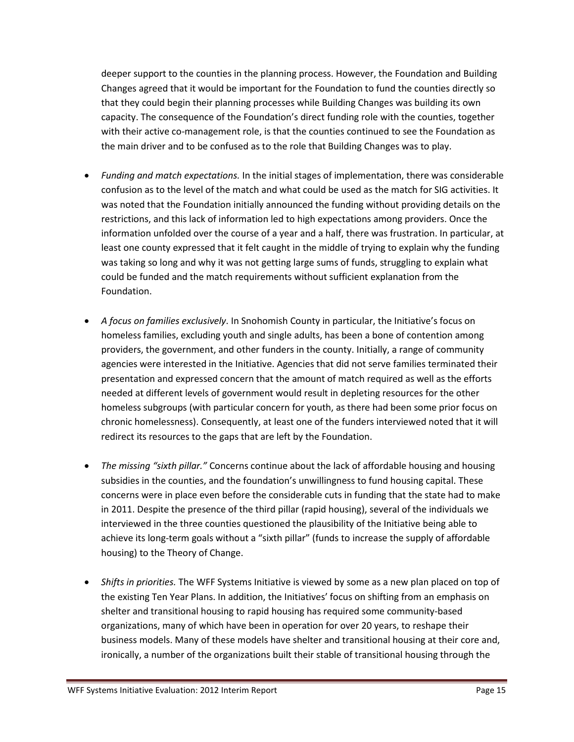deeper support to the counties in the planning process. However, the Foundation and Building Changes agreed that it would be important for the Foundation to fund the counties directly so that they could begin their planning processes while Building Changes was building its own capacity. The consequence of the Foundation's direct funding role with the counties, together with their active co-management role, is that the counties continued to see the Foundation as the main driver and to be confused as to the role that Building Changes was to play.

- *Funding and match expectations.* In the initial stages of implementation, there was considerable confusion as to the level of the match and what could be used as the match for SIG activities. It was noted that the Foundation initially announced the funding without providing details on the restrictions, and this lack of information led to high expectations among providers. Once the information unfolded over the course of a year and a half, there was frustration. In particular, at least one county expressed that it felt caught in the middle of trying to explain why the funding was taking so long and why it was not getting large sums of funds, struggling to explain what could be funded and the match requirements without sufficient explanation from the Foundation.

- *A focus on families exclusively*. In Snohomish County in particular, the Initiative's focus on homeless families, excluding youth and single adults, has been a bone of contention among providers, the government, and other funders in the county. Initially, a range of community agencies were interested in the Initiative. Agencies that did not serve families terminated their presentation and expressed concern that the amount of match required as well as the efforts needed at different levels of government would result in depleting resources for the other homeless subgroups (with particular concern for youth, as there had been some prior focus on chronic homelessness). Consequently, at least one of the funders interviewed noted that it will redirect its resources to the gaps that are left by the Foundation.

- *The missing "sixth pillar."* Concerns continue about the lack of affordable housing and housing subsidies in the counties, and the foundation's unwillingness to fund housing capital. These concerns were in place even before the considerable cuts in funding that the state had to make in 2011. Despite the presence of the third pillar (rapid housing), several of the individuals we interviewed in the three counties questioned the plausibility of the Initiative being able to achieve its long-term goals without a "sixth pillar" (funds to increase the supply of affordable housing) to the Theory of Change.

- *Shifts in priorities.* The WFF Systems Initiative is viewed by some as a new plan placed on top of the existing Ten Year Plans. In addition, the Initiatives' focus on shifting from an emphasis on shelter and transitional housing to rapid housing has required some community-based organizations, many of which have been in operation for over 20 years, to reshape their business models. Many of these models have shelter and transitional housing at their core and, ironically, a number of the organizations built their stable of transitional housing through the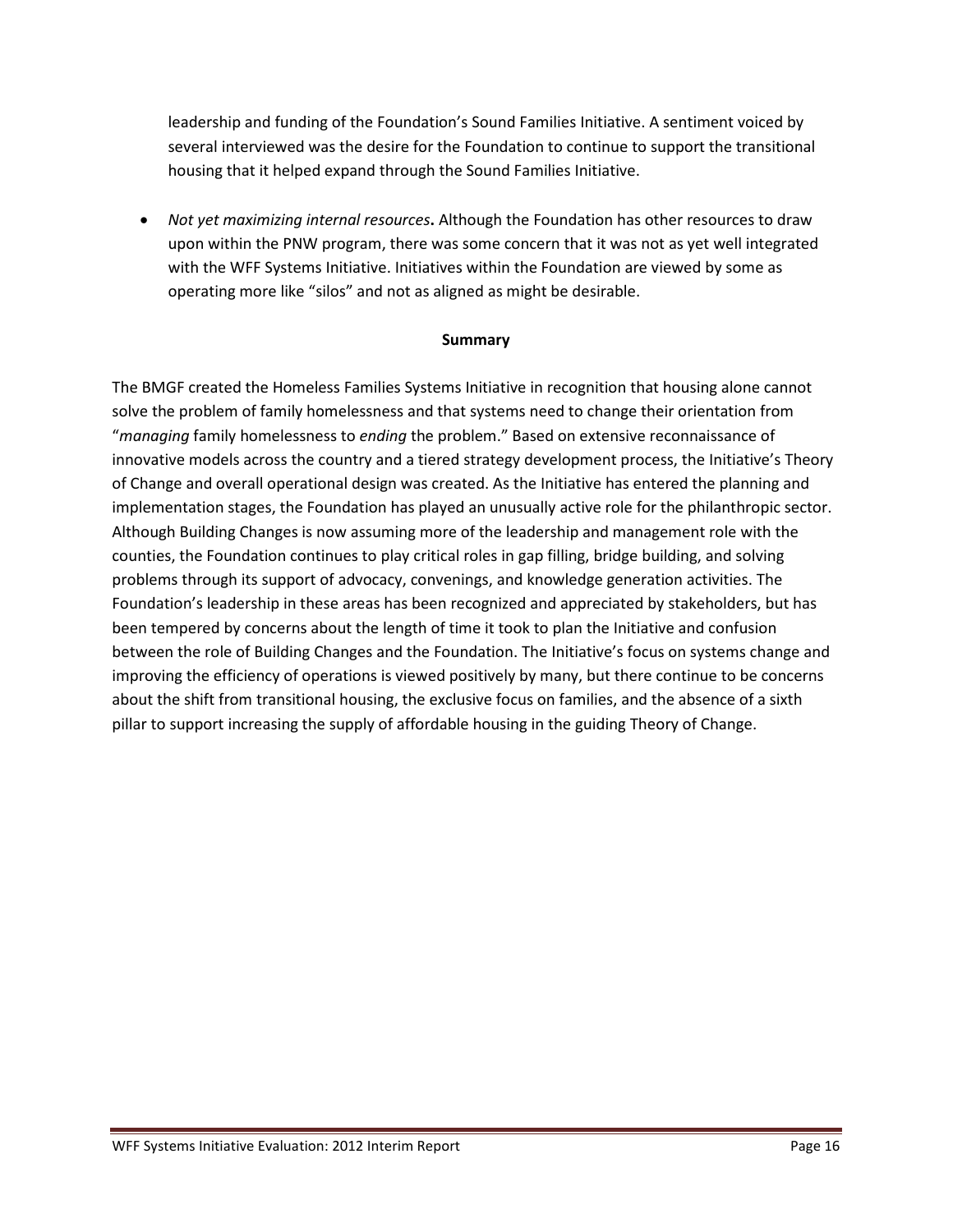leadership and funding of the Foundation's Sound Families Initiative. A sentiment voiced by several interviewed was the desire for the Foundation to continue to support the transitional housing that it helped expand through the Sound Families Initiative.

- *Not yet maximizing internal resources***.** Although the Foundation has other resources to draw upon within the PNW program, there was some concern that it was not as yet well integrated with the WFF Systems Initiative. Initiatives within the Foundation are viewed by some as operating more like "silos" and not as aligned as might be desirable.

**Summary**

The BMGF created the Homeless Families Systems Initiative in recognition that housing alone cannot solve the problem of family homelessness and that systems need to change their orientation from "*managing* family homelessness to *ending* the problem." Based on extensive reconnaissance of innovative models across the country and a tiered strategy development process, the Initiative's Theory of Change and overall operational design was created. As the Initiative has entered the planning and implementation stages, the Foundation has played an unusually active role for the philanthropic sector. Although Building Changes is now assuming more of the leadership and management role with the counties, the Foundation continues to play critical roles in gap filling, bridge building, and solving problems through its support of advocacy, convenings, and knowledge generation activities. The Foundation's leadership in these areas has been recognized and appreciated by stakeholders, but has been tempered by concerns about the length of time it took to plan the Initiative and confusion between the role of Building Changes and the Foundation. The Initiative's focus on systems change and improving the efficiency of operations is viewed positively by many, but there continue to be concerns about the shift from transitional housing, the exclusive focus on families, and the absence of a sixth pillar to support increasing the supply of affordable housing in the guiding Theory of Change.